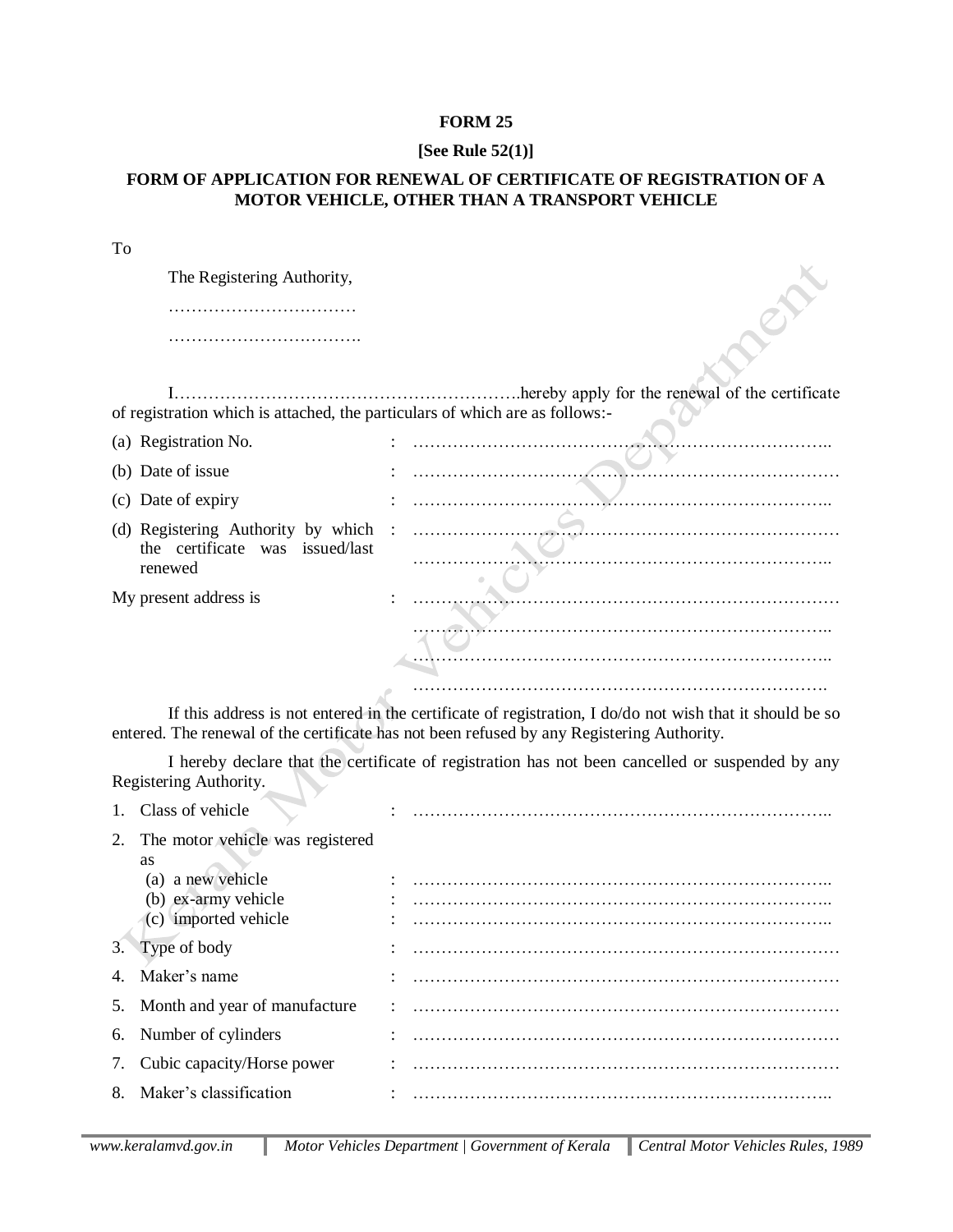**FORM 25**

**[See Rule 52(1)]**

**FORM OF APPLICATION FOR RENEWAL OF CERTIFICATE OF REGISTRATION OF A MOTOR VEHICLE, OTHER THAN A TRANSPORT VEHICLE**

To

The Registering Authority,

……………………………

…………………………….

I…………………………………………………….hereby apply for the renewal of the certificate of registration which is attached, the particulars of which are as follows:-

(a) Registration No. : ………………………………………………………………..

(b) Date of issue : …………………………………………………………………

(c) Date of expiry : ………………………………………………………………..

(d) Registering Authority by which the certificate was issued/last renewed : …………………………………………………………………
………………………………………………………………..

My present address is : …………………………………………………………………
………………………………………………………………..
………………………………………………………………..
……………………………………………………………….

If this address is not entered in the certificate of registration, I do/do not wish that it should be so entered. The renewal of the certificate has not been refused by any Registering Authority.

I hereby declare that the certificate of registration has not been cancelled or suspended by any Registering Authority.

1. Class of vehicle : ………………………………………………………………..
2. The motor vehicle was registered as
   (a) a new vehicle : ………………………………………………………………..
   (b) ex-army vehicle : ………………………………………………………………..
   (c) imported vehicle : ………………………………………………………………..
3. Type of body : …………………………………………………………………
4. Maker's name : …………………………………………………………………
5. Month and year of manufacture : …………………………………………………………………
6. Number of cylinders : …………………………………………………………………
7. Cubic capacity/Horse power : …………………………………………………………………
8. Maker's classification : ………………………………………………………………..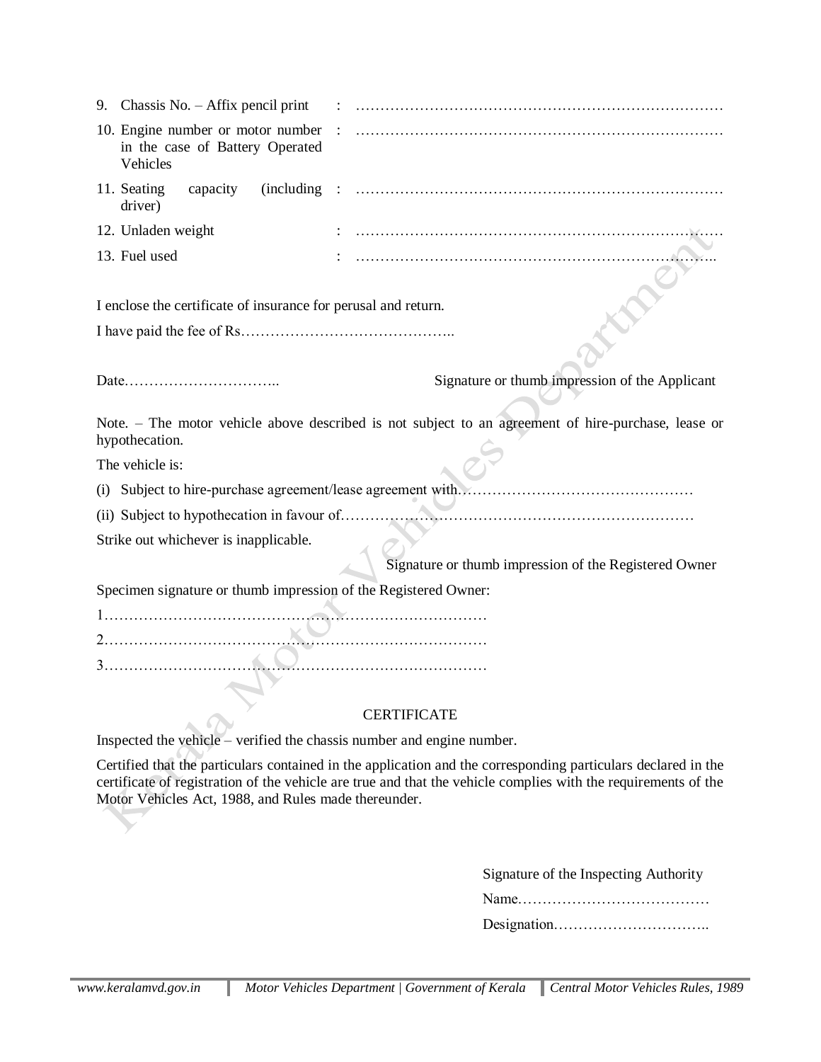| | | |
|---|---|---|
| 9. Chassis No. – Affix pencil print | : | ……………………………………………………………… |
| 10. Engine number or motor number in the case of Battery Operated Vehicles | : | ……………………………………………………………… |
| 11. Seating capacity (including driver) | : | ……………………………………………………………… |
| 12. Unladen weight | : | ……………………………………………………………… |
| 13. Fuel used | : | …………………………………………………………….. |

I enclose the certificate of insurance for perusal and return.

I have paid the fee of Rs……………………………………..

Date…………………………..  Signature or thumb impression of the Applicant

Note. – The motor vehicle above described is not subject to an agreement of hire-purchase, lease or hypothecation.

The vehicle is:

(i) Subject to hire-purchase agreement/lease agreement with…………………………………………

(ii) Subject to hypothecation in favour of………………………………………………………………

Strike out whichever is inapplicable.

Signature or thumb impression of the Registered Owner

Specimen signature or thumb impression of the Registered Owner:

1……………………………………………………………………

2……………………………………………………………………

3……………………………………………………………………

## CERTIFICATE

Inspected the vehicle – verified the chassis number and engine number.

Certified that the particulars contained in the application and the corresponding particulars declared in the certificate of registration of the vehicle are true and that the vehicle complies with the requirements of the Motor Vehicles Act, 1988, and Rules made thereunder.

Signature of the Inspecting Authority

Name…………………………………

Designation…………………………..